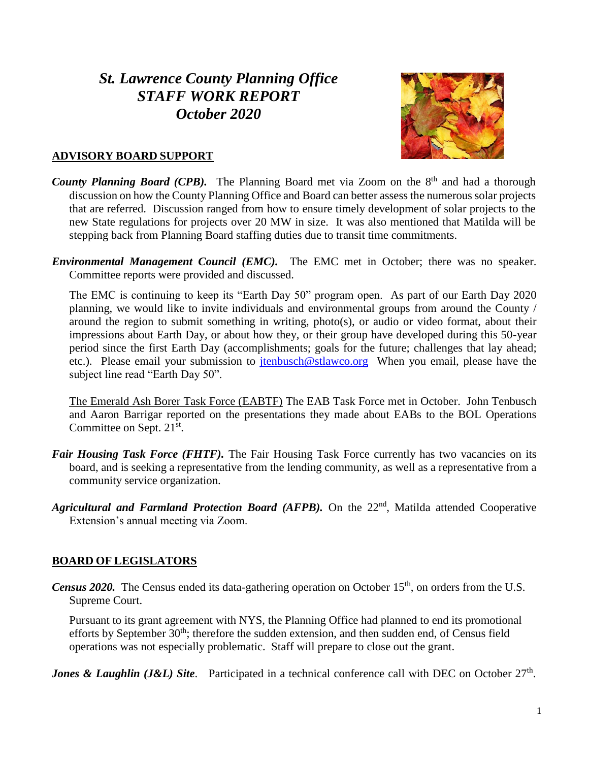# *St. Lawrence County Planning Office*
# *STAFF WORK REPORT*
# *October 2020*

## ADVISORY BOARD SUPPORT

***County Planning Board (CPB).*** The Planning Board met via Zoom on the 8th and had a thorough discussion on how the County Planning Office and Board can better assess the numerous solar projects that are referred. Discussion ranged from how to ensure timely development of solar projects to the new State regulations for projects over 20 MW in size. It was also mentioned that Matilda will be stepping back from Planning Board staffing duties due to transit time commitments.

***Environmental Management Council (EMC).*** The EMC met in October; there was no speaker. Committee reports were provided and discussed.

The EMC is continuing to keep its "Earth Day 50" program open. As part of our Earth Day 2020 planning, we would like to invite individuals and environmental groups from around the County / around the region to submit something in writing, photo(s), or audio or video format, about their impressions about Earth Day, or about how they, or their group have developed during this 50-year period since the first Earth Day (accomplishments; goals for the future; challenges that lay ahead; etc.). Please email your submission to jtenbusch@stlawco.org When you email, please have the subject line read "Earth Day 50".

The Emerald Ash Borer Task Force (EABTF) The EAB Task Force met in October. John Tenbusch and Aaron Barrigar reported on the presentations they made about EABs to the BOL Operations Committee on Sept. 21st.

***Fair Housing Task Force (FHTF).*** The Fair Housing Task Force currently has two vacancies on its board, and is seeking a representative from the lending community, as well as a representative from a community service organization.

***Agricultural and Farmland Protection Board (AFPB).*** On the 22nd, Matilda attended Cooperative Extension's annual meeting via Zoom.

## BOARD OF LEGISLATORS

***Census 2020.*** The Census ended its data-gathering operation on October 15th, on orders from the U.S. Supreme Court.

Pursuant to its grant agreement with NYS, the Planning Office had planned to end its promotional efforts by September 30th; therefore the sudden extension, and then sudden end, of Census field operations was not especially problematic. Staff will prepare to close out the grant.

***Jones & Laughlin (J&L) Site***. Participated in a technical conference call with DEC on October 27th.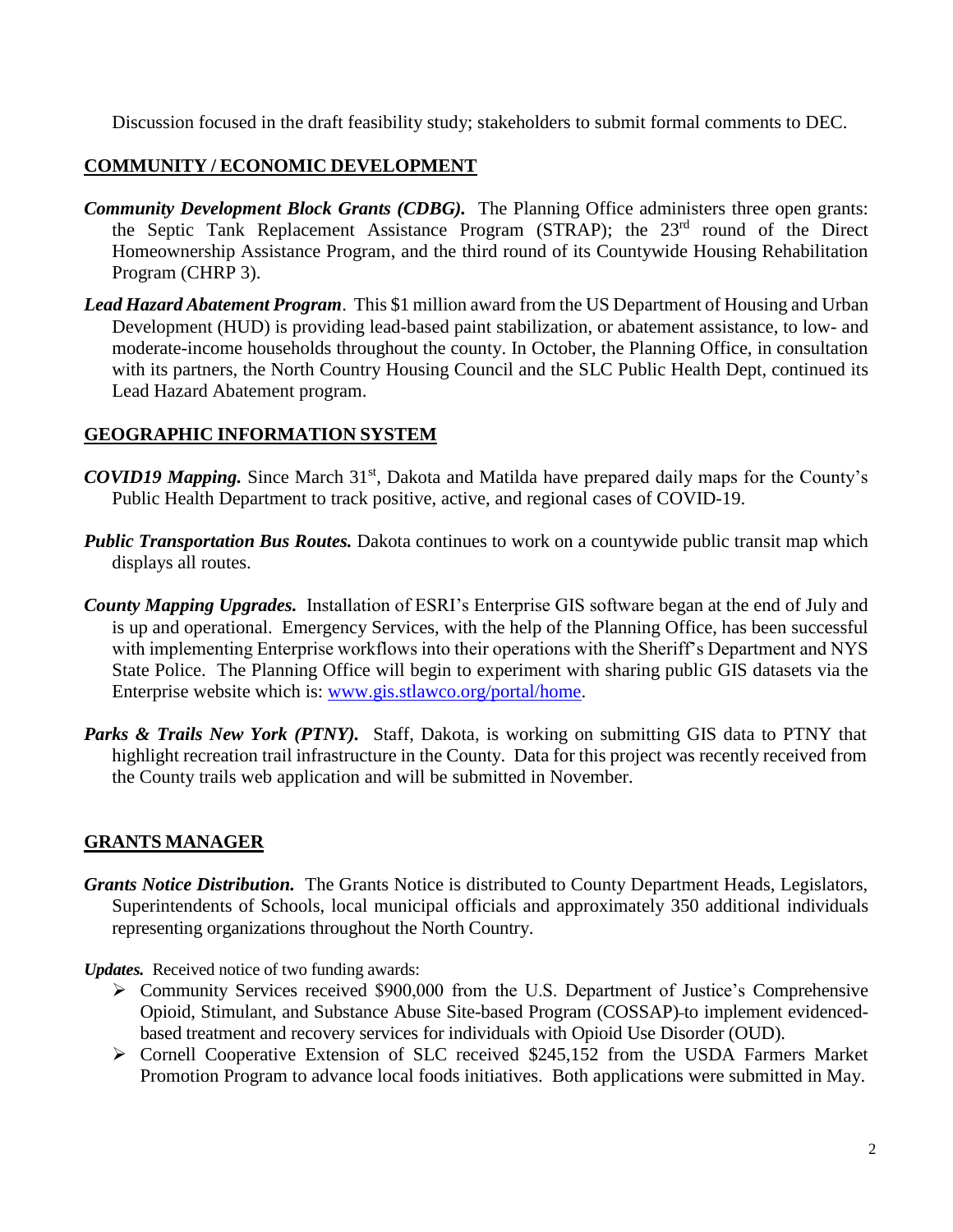Discussion focused in the draft feasibility study; stakeholders to submit formal comments to DEC.

## COMMUNITY / ECONOMIC DEVELOPMENT

***Community Development Block Grants (CDBG).*** The Planning Office administers three open grants: the Septic Tank Replacement Assistance Program (STRAP); the 23rd round of the Direct Homeownership Assistance Program, and the third round of its Countywide Housing Rehabilitation Program (CHRP 3).

***Lead Hazard Abatement Program***. This $1 million award from the US Department of Housing and Urban Development (HUD) is providing lead-based paint stabilization, or abatement assistance, to low- and moderate-income households throughout the county. In October, the Planning Office, in consultation with its partners, the North Country Housing Council and the SLC Public Health Dept, continued its Lead Hazard Abatement program.

## GEOGRAPHIC INFORMATION SYSTEM

***COVID19 Mapping.*** Since March 31st, Dakota and Matilda have prepared daily maps for the County's Public Health Department to track positive, active, and regional cases of COVID-19.

***Public Transportation Bus Routes.*** Dakota continues to work on a countywide public transit map which displays all routes.

***County Mapping Upgrades.*** Installation of ESRI's Enterprise GIS software began at the end of July and is up and operational. Emergency Services, with the help of the Planning Office, has been successful with implementing Enterprise workflows into their operations with the Sheriff's Department and NYS State Police. The Planning Office will begin to experiment with sharing public GIS datasets via the Enterprise website which is: [www.gis.stlawco.org/portal/home](www.gis.stlawco.org/portal/home).

***Parks & Trails New York (PTNY).*** Staff, Dakota, is working on submitting GIS data to PTNY that highlight recreation trail infrastructure in the County. Data for this project was recently received from the County trails web application and will be submitted in November.

## GRANTS MANAGER

***Grants Notice Distribution.*** The Grants Notice is distributed to County Department Heads, Legislators, Superintendents of Schools, local municipal officials and approximately 350 additional individuals representing organizations throughout the North Country.

***Updates.*** Received notice of two funding awards:

- Community Services received $900,000 from the U.S. Department of Justice's Comprehensive Opioid, Stimulant, and Substance Abuse Site-based Program (COSSAP) to implement evidenced-based treatment and recovery services for individuals with Opioid Use Disorder (OUD).
- Cornell Cooperative Extension of SLC received $245,152 from the USDA Farmers Market Promotion Program to advance local foods initiatives. Both applications were submitted in May.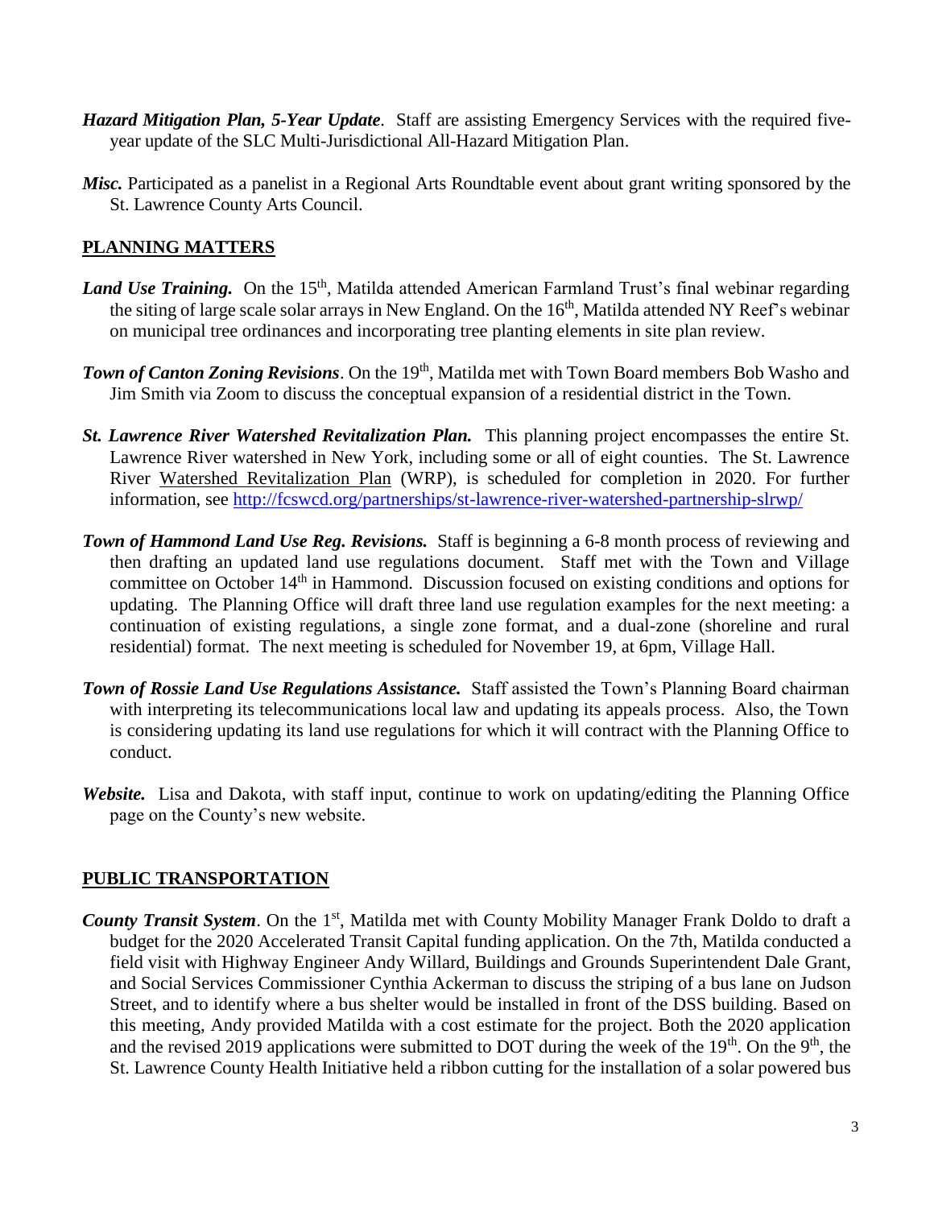***Hazard Mitigation Plan, 5-Year Update***. Staff are assisting Emergency Services with the required five-year update of the SLC Multi-Jurisdictional All-Hazard Mitigation Plan.

***Misc.*** Participated as a panelist in a Regional Arts Roundtable event about grant writing sponsored by the St. Lawrence County Arts Council.

## PLANNING MATTERS

***Land Use Training.*** On the 15th, Matilda attended American Farmland Trust's final webinar regarding the siting of large scale solar arrays in New England. On the 16th, Matilda attended NY Reef's webinar on municipal tree ordinances and incorporating tree planting elements in site plan review.

***Town of Canton Zoning Revisions***. On the 19th, Matilda met with Town Board members Bob Washo and Jim Smith via Zoom to discuss the conceptual expansion of a residential district in the Town.

***St. Lawrence River Watershed Revitalization Plan.*** This planning project encompasses the entire St. Lawrence River watershed in New York, including some or all of eight counties. The St. Lawrence River Watershed Revitalization Plan (WRP), is scheduled for completion in 2020. For further information, see http://fcswcd.org/partnerships/st-lawrence-river-watershed-partnership-slrwp/

***Town of Hammond Land Use Reg. Revisions.*** Staff is beginning a 6-8 month process of reviewing and then drafting an updated land use regulations document. Staff met with the Town and Village committee on October 14th in Hammond. Discussion focused on existing conditions and options for updating. The Planning Office will draft three land use regulation examples for the next meeting: a continuation of existing regulations, a single zone format, and a dual-zone (shoreline and rural residential) format. The next meeting is scheduled for November 19, at 6pm, Village Hall.

***Town of Rossie Land Use Regulations Assistance.*** Staff assisted the Town's Planning Board chairman with interpreting its telecommunications local law and updating its appeals process. Also, the Town is considering updating its land use regulations for which it will contract with the Planning Office to conduct.

***Website.*** Lisa and Dakota, with staff input, continue to work on updating/editing the Planning Office page on the County's new website.

## PUBLIC TRANSPORTATION

***County Transit System***. On the 1st, Matilda met with County Mobility Manager Frank Doldo to draft a budget for the 2020 Accelerated Transit Capital funding application. On the 7th, Matilda conducted a field visit with Highway Engineer Andy Willard, Buildings and Grounds Superintendent Dale Grant, and Social Services Commissioner Cynthia Ackerman to discuss the striping of a bus lane on Judson Street, and to identify where a bus shelter would be installed in front of the DSS building. Based on this meeting, Andy provided Matilda with a cost estimate for the project. Both the 2020 application and the revised 2019 applications were submitted to DOT during the week of the 19th. On the 9th, the St. Lawrence County Health Initiative held a ribbon cutting for the installation of a solar powered bus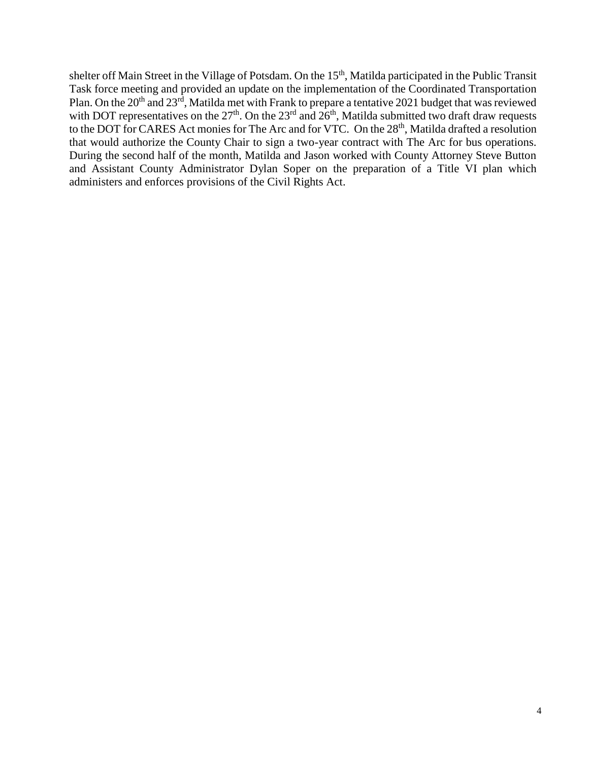shelter off Main Street in the Village of Potsdam. On the 15th, Matilda participated in the Public Transit Task force meeting and provided an update on the implementation of the Coordinated Transportation Plan. On the 20th and 23rd, Matilda met with Frank to prepare a tentative 2021 budget that was reviewed with DOT representatives on the 27th. On the 23rd and 26th, Matilda submitted two draft draw requests to the DOT for CARES Act monies for The Arc and for VTC. On the 28th, Matilda drafted a resolution that would authorize the County Chair to sign a two-year contract with The Arc for bus operations. During the second half of the month, Matilda and Jason worked with County Attorney Steve Button and Assistant County Administrator Dylan Soper on the preparation of a Title VI plan which administers and enforces provisions of the Civil Rights Act.